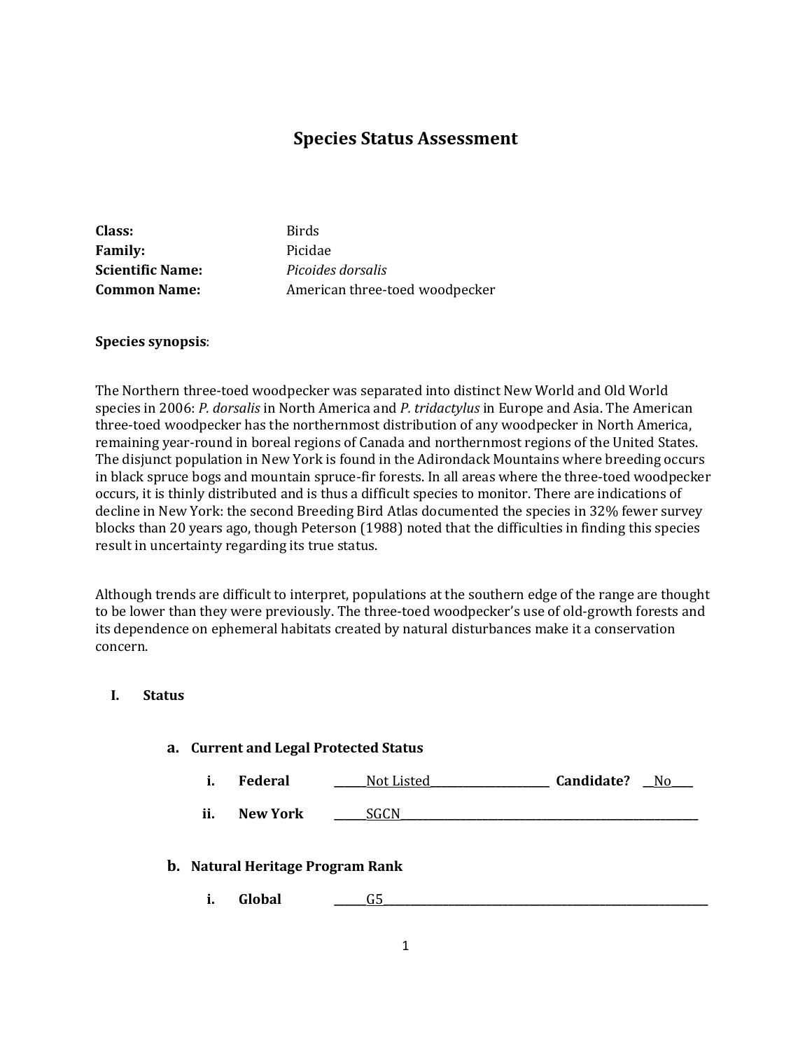# Species Status Assessment

**Class:** Birds
**Family:** Picidae
**Scientific Name:** *Picoides dorsalis*
**Common Name:** American three-toed woodpecker

**Species synopsis**:

The Northern three-toed woodpecker was separated into distinct New World and Old World species in 2006: *P. dorsalis* in North America and *P. tridactylus* in Europe and Asia. The American three-toed woodpecker has the northernmost distribution of any woodpecker in North America, remaining year-round in boreal regions of Canada and northernmost regions of the United States. The disjunct population in New York is found in the Adirondack Mountains where breeding occurs in black spruce bogs and mountain spruce-fir forests. In all areas where the three-toed woodpecker occurs, it is thinly distributed and is thus a difficult species to monitor. There are indications of decline in New York: the second Breeding Bird Atlas documented the species in 32% fewer survey blocks than 20 years ago, though Peterson (1988) noted that the difficulties in finding this species result in uncertainty regarding its true status.

Although trends are difficult to interpret, populations at the southern edge of the range are thought to be lower than they were previously. The three-toed woodpecker's use of old-growth forests and its dependence on ephemeral habitats created by natural disturbances make it a conservation concern.

## I. Status

### a. Current and Legal Protected Status

i. **Federal** ______Not Listed______ **Candidate?** __No____

ii. **New York** ______SGCN______

### b. Natural Heritage Program Rank

i. **Global** ______G5______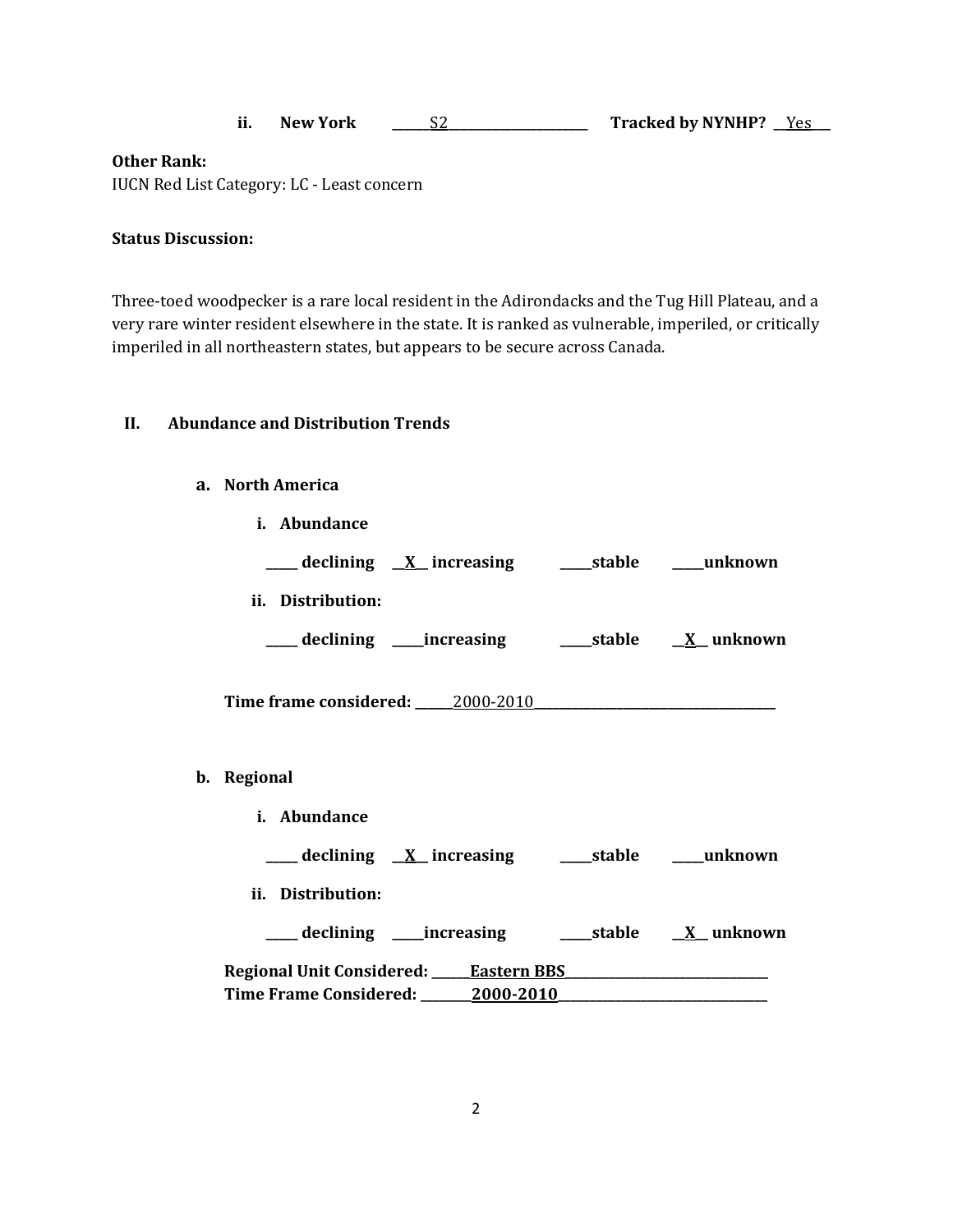ii. **New York** ______S2______________________ **Tracked by NYNHP?** __Yes___

**Other Rank:**
IUCN Red List Category: LC - Least concern

**Status Discussion:**

Three-toed woodpecker is a rare local resident in the Adirondacks and the Tug Hill Plateau, and a very rare winter resident elsewhere in the state. It is ranked as vulnerable, imperiled, or critically imperiled in all northeastern states, but appears to be secure across Canada.

## II. Abundance and Distribution Trends

### a. North America

**i. Abundance**

**_____ declining __X__ increasing _____stable _____unknown**

**ii. Distribution:**

**_____ declining _____increasing _____stable __X__ unknown**

**Time frame considered:** ______2000-2010_____________________________________

### b. Regional

**i. Abundance**

**_____ declining __X__ increasing _____stable _____unknown**

**ii. Distribution:**

**_____ declining _____increasing _____stable __X__ unknown**

**Regional Unit Considered: ______Eastern BBS_______________________________**
**Time Frame Considered: ________2000-2010________________________________**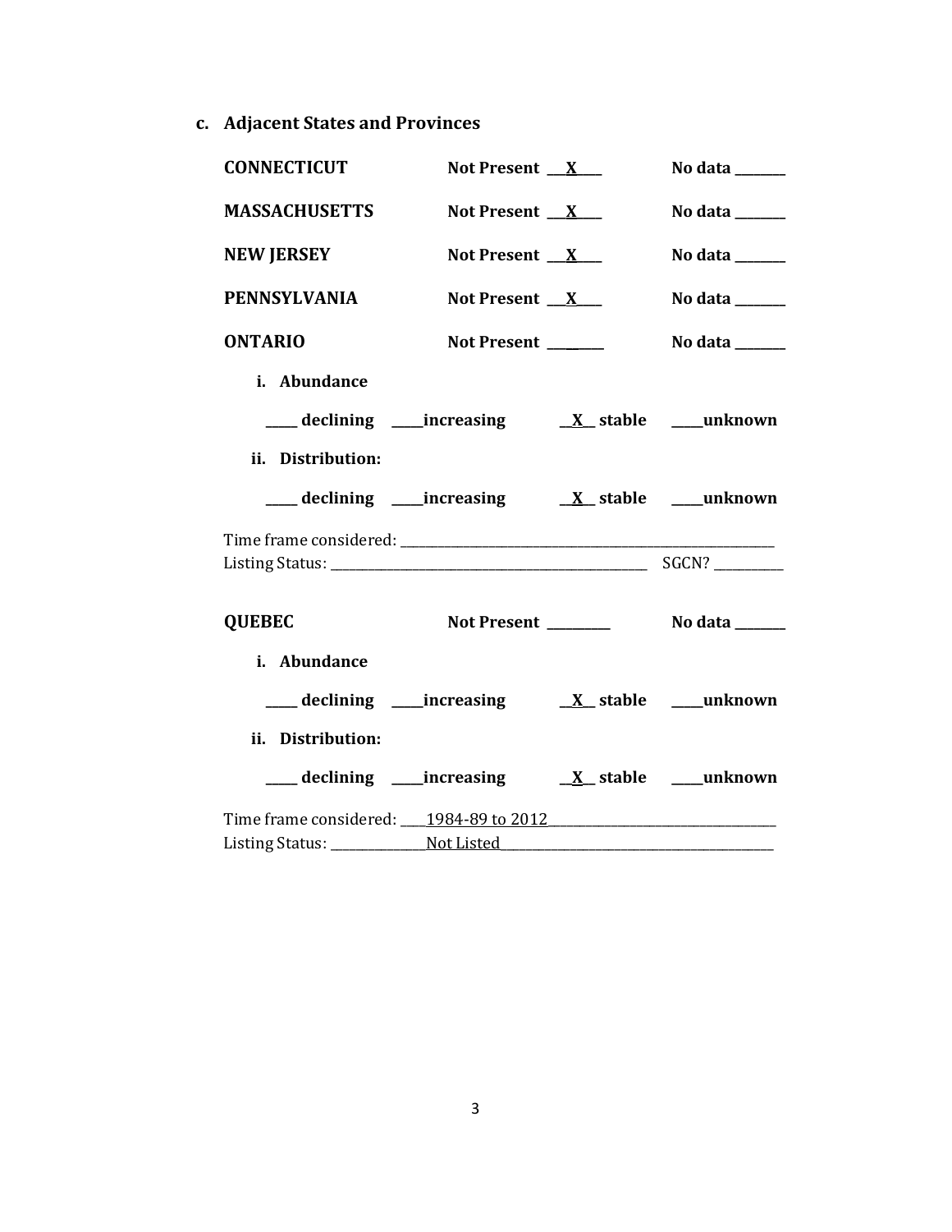**c. Adjacent States and Provinces**

**CONNECTICUT** **Not Present** __X__ **No data** ______

**MASSACHUSETTS** **Not Present** __X__ **No data** ______

**NEW JERSEY** **Not Present** __X__ **No data** ______

**PENNSYLVANIA** **Not Present** __X__ **No data** ______

**ONTARIO** **Not Present** ______ **No data** ______

**i. Abundance**

____ **declining** ____ **increasing** __X__ **stable** ____ **unknown**

**ii. Distribution:**

____ **declining** ____ **increasing** __X__ **stable** ____ **unknown**

Time frame considered: ____________________________________________

Listing Status: ______________________________________ SGCN? ________

**QUEBEC** **Not Present** ________ **No data** ______

**i. Abundance**

____ **declining** ____ **increasing** __X__ **stable** ____ **unknown**

**ii. Distribution:**

____ **declining** ____ **increasing** __X__ **stable** ____ **unknown**

Time frame considered: 1984-89 to 2012

Listing Status: Not Listed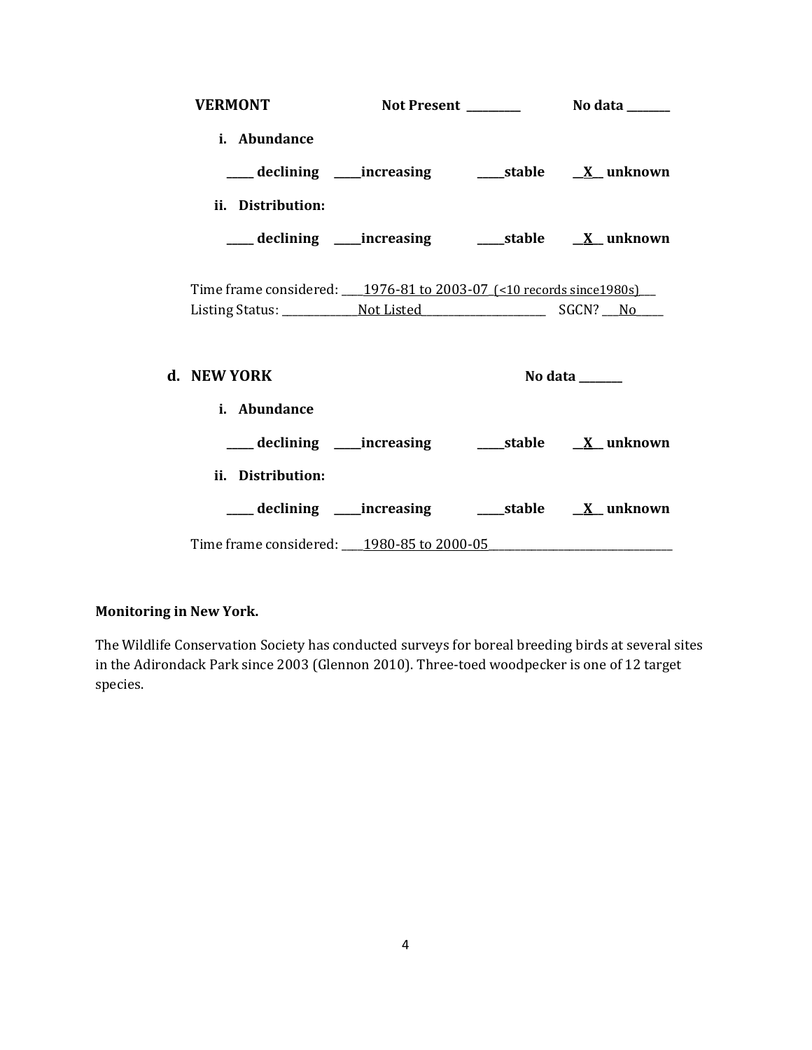**VERMONT** **Not Present \_\_\_\_\_\_\_\_\_\_** **No data \_\_\_\_\_\_\_\_**

**i. Abundance**

**\_\_\_\_\_ declining \_\_\_\_\_increasing \_\_\_\_\_stable \_\_X\_\_ unknown**

**ii. Distribution:**

**\_\_\_\_\_ declining \_\_\_\_\_increasing \_\_\_\_\_stable \_\_X\_\_ unknown**

Time frame considered: \_\_\_\_1976-81 to 2003-07\_(<10 records since1980s)\_\_\_
Listing Status: \_\_\_\_\_\_\_\_\_\_\_\_\_\_Not Listed\_\_\_\_\_\_\_\_\_\_\_\_\_\_\_\_\_\_\_\_\_\_\_\_ SGCN? \_\_\_No\_\_\_\_\_

**d. NEW YORK** **No data \_\_\_\_\_\_\_\_**

**i. Abundance**

**\_\_\_\_\_ declining \_\_\_\_\_increasing \_\_\_\_\_stable \_\_X\_\_ unknown**

**ii. Distribution:**

**\_\_\_\_\_ declining \_\_\_\_\_increasing \_\_\_\_\_stable \_\_X\_\_ unknown**

Time frame considered: \_\_\_\_1980-85 to 2000-05\_\_\_\_\_\_\_\_\_\_\_\_\_\_\_\_\_\_\_\_\_\_\_\_\_\_\_\_\_\_\_\_\_\_\_

**Monitoring in New York.**

The Wildlife Conservation Society has conducted surveys for boreal breeding birds at several sites in the Adirondack Park since 2003 (Glennon 2010). Three-toed woodpecker is one of 12 target species.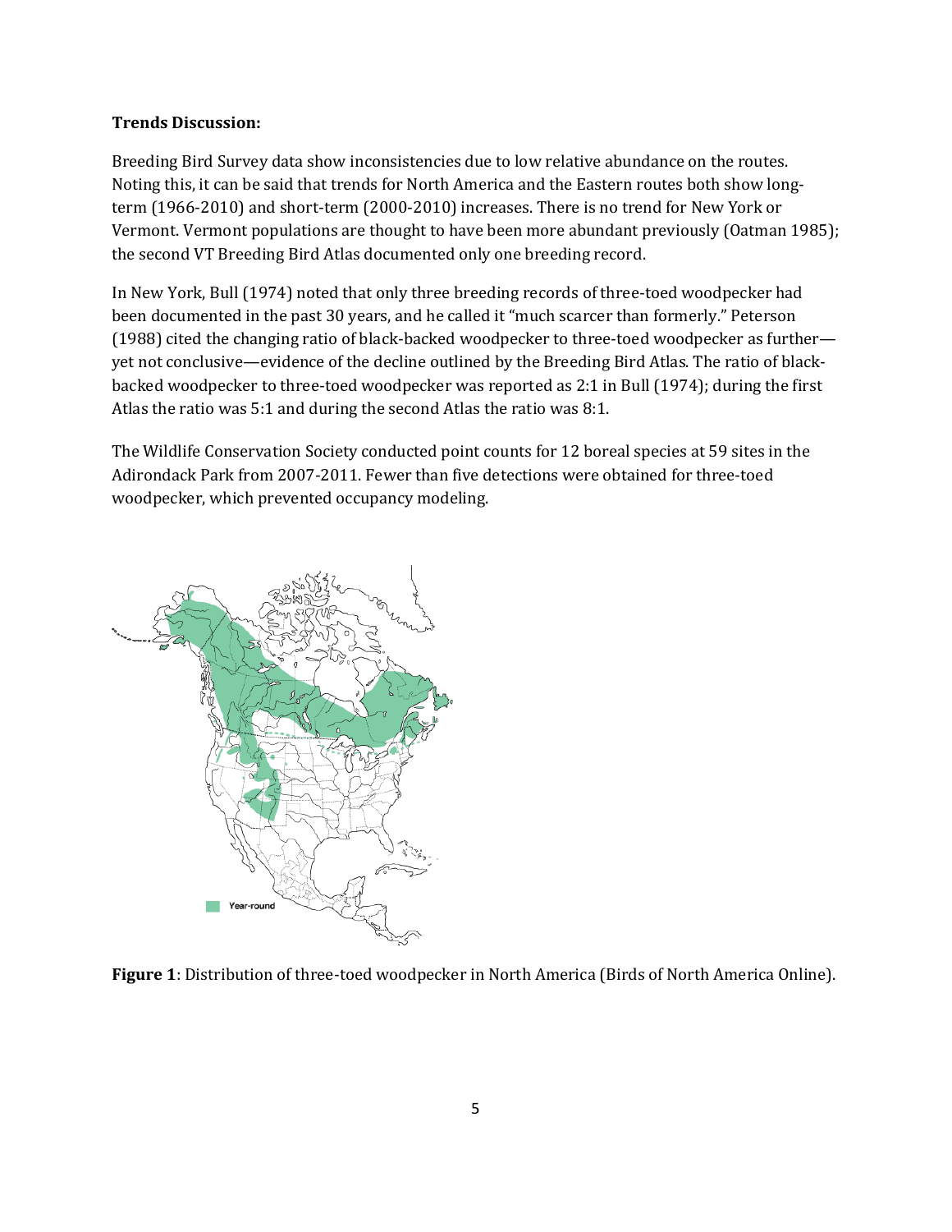**Trends Discussion:**

Breeding Bird Survey data show inconsistencies due to low relative abundance on the routes. Noting this, it can be said that trends for North America and the Eastern routes both show long-term (1966-2010) and short-term (2000-2010) increases. There is no trend for New York or Vermont. Vermont populations are thought to have been more abundant previously (Oatman 1985); the second VT Breeding Bird Atlas documented only one breeding record.

In New York, Bull (1974) noted that only three breeding records of three-toed woodpecker had been documented in the past 30 years, and he called it "much scarcer than formerly." Peterson (1988) cited the changing ratio of black-backed woodpecker to three-toed woodpecker as further—yet not conclusive—evidence of the decline outlined by the Breeding Bird Atlas. The ratio of black-backed woodpecker to three-toed woodpecker was reported as 2:1 in Bull (1974); during the first Atlas the ratio was 5:1 and during the second Atlas the ratio was 8:1.

The Wildlife Conservation Society conducted point counts for 12 boreal species at 59 sites in the Adirondack Park from 2007-2011. Fewer than five detections were obtained for three-toed woodpecker, which prevented occupancy modeling.

**Figure 1**: Distribution of three-toed woodpecker in North America (Birds of North America Online).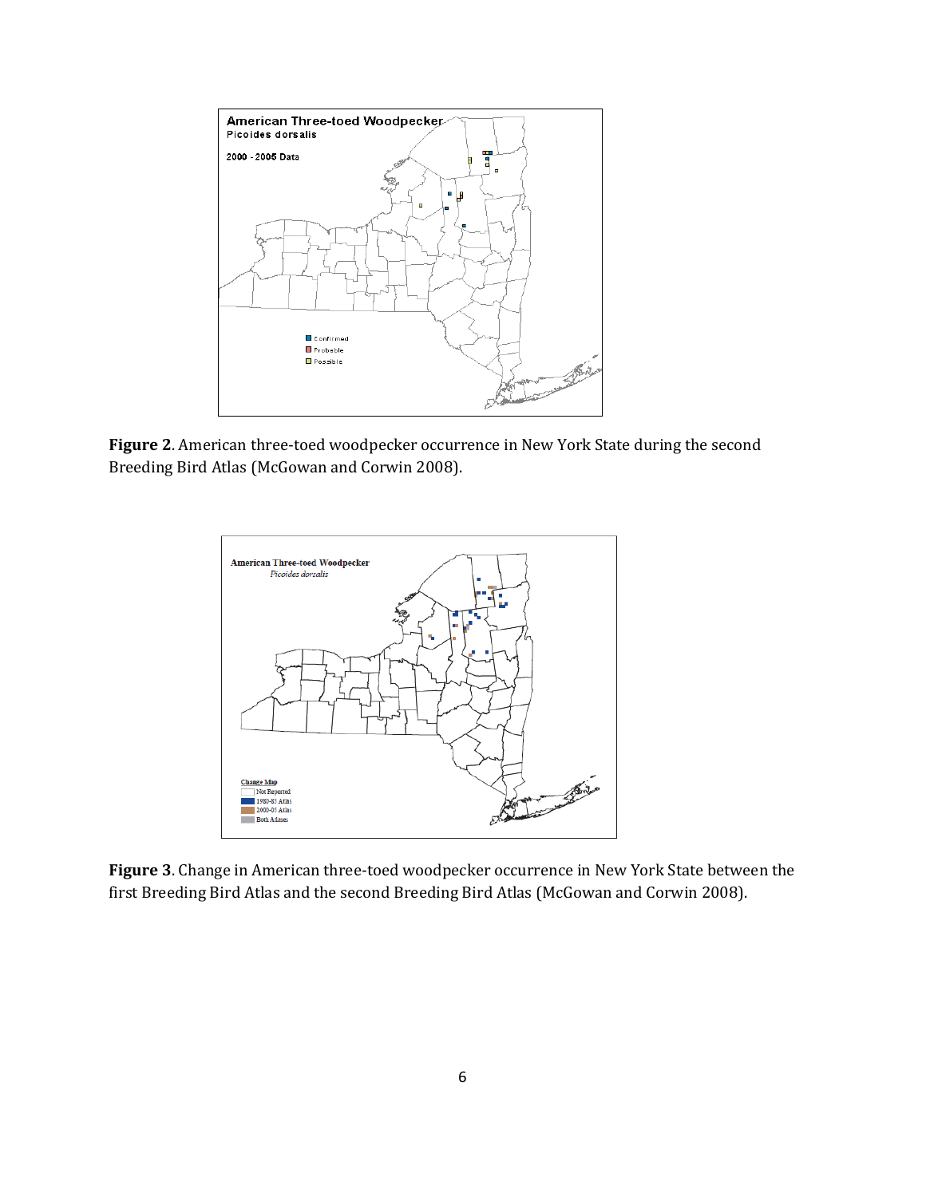**Figure 2**. American three-toed woodpecker occurrence in New York State during the second Breeding Bird Atlas (McGowan and Corwin 2008).

**Figure 3**. Change in American three-toed woodpecker occurrence in New York State between the first Breeding Bird Atlas and the second Breeding Bird Atlas (McGowan and Corwin 2008).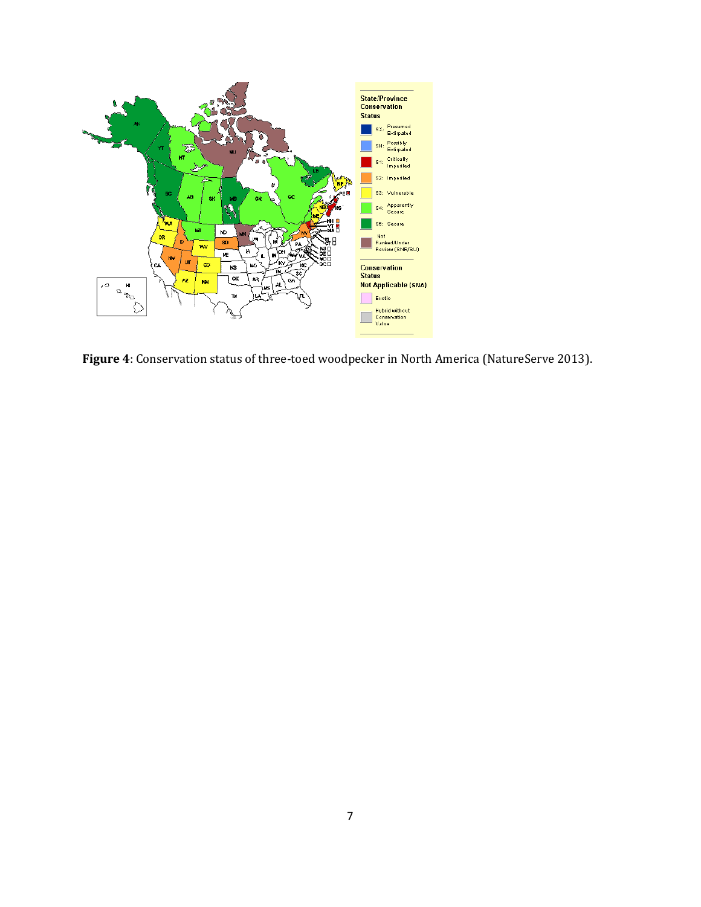**Figure 4**: Conservation status of three-toed woodpecker in North America (NatureServe 2013).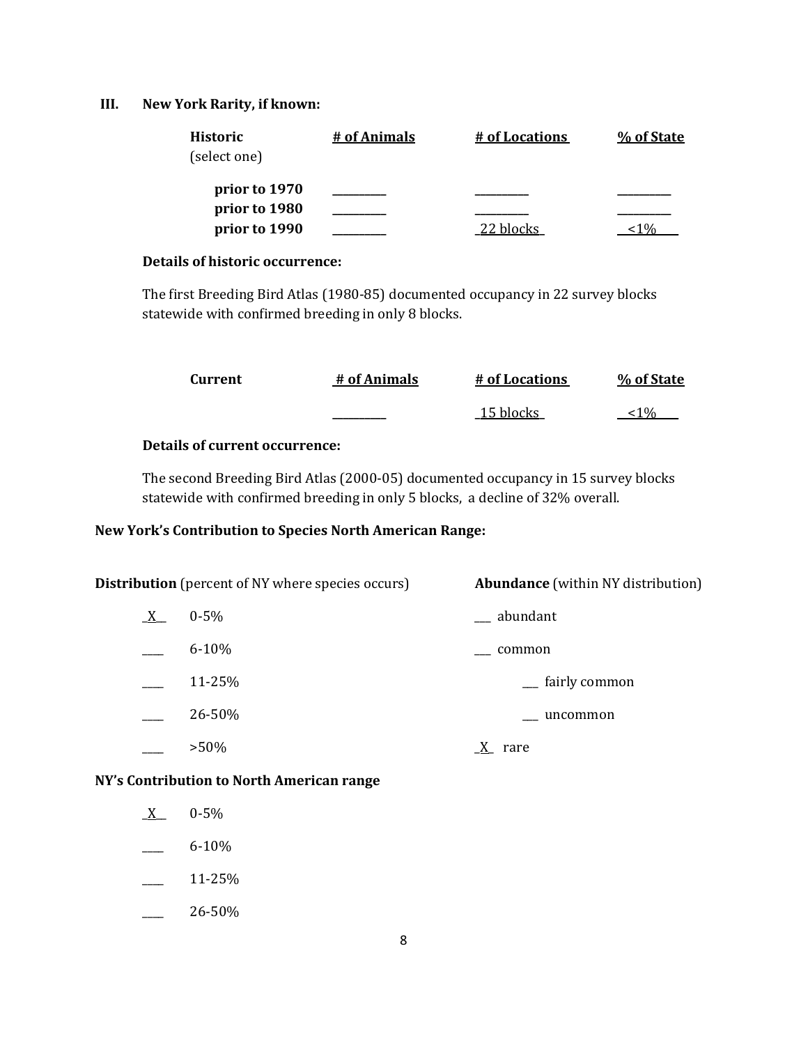### III. New York Rarity, if known:

| Historic (select one) | # of Animals | # of Locations | % of State |
|---|---|---|---|
| **prior to 1970** | ________ | ________ | ________ |
| **prior to 1980** | ________ | ________ | ________ |
| **prior to 1990** | ________ | 22 blocks | <1% |

**Details of historic occurrence:**

The first Breeding Bird Atlas (1980-85) documented occupancy in 22 survey blocks statewide with confirmed breeding in only 8 blocks.

| Current | # of Animals | # of Locations | % of State |
|---|---|---|---|
| | ________ | 15 blocks | <1% |

**Details of current occurrence:**

The second Breeding Bird Atlas (2000-05) documented occupancy in 15 survey blocks statewide with confirmed breeding in only 5 blocks, a decline of 32% overall.

**New York's Contribution to Species North American Range:**

**Distribution** (percent of NY where species occurs)

_X_ 0-5%

___ 6-10%

___ 11-25%

___ 26-50%

___ >50%

**Abundance** (within NY distribution)

___ abundant

___ common

___ fairly common

___ uncommon

_X_ rare

**NY's Contribution to North American range**

_X_ 0-5%

___ 6-10%

___ 11-25%

___ 26-50%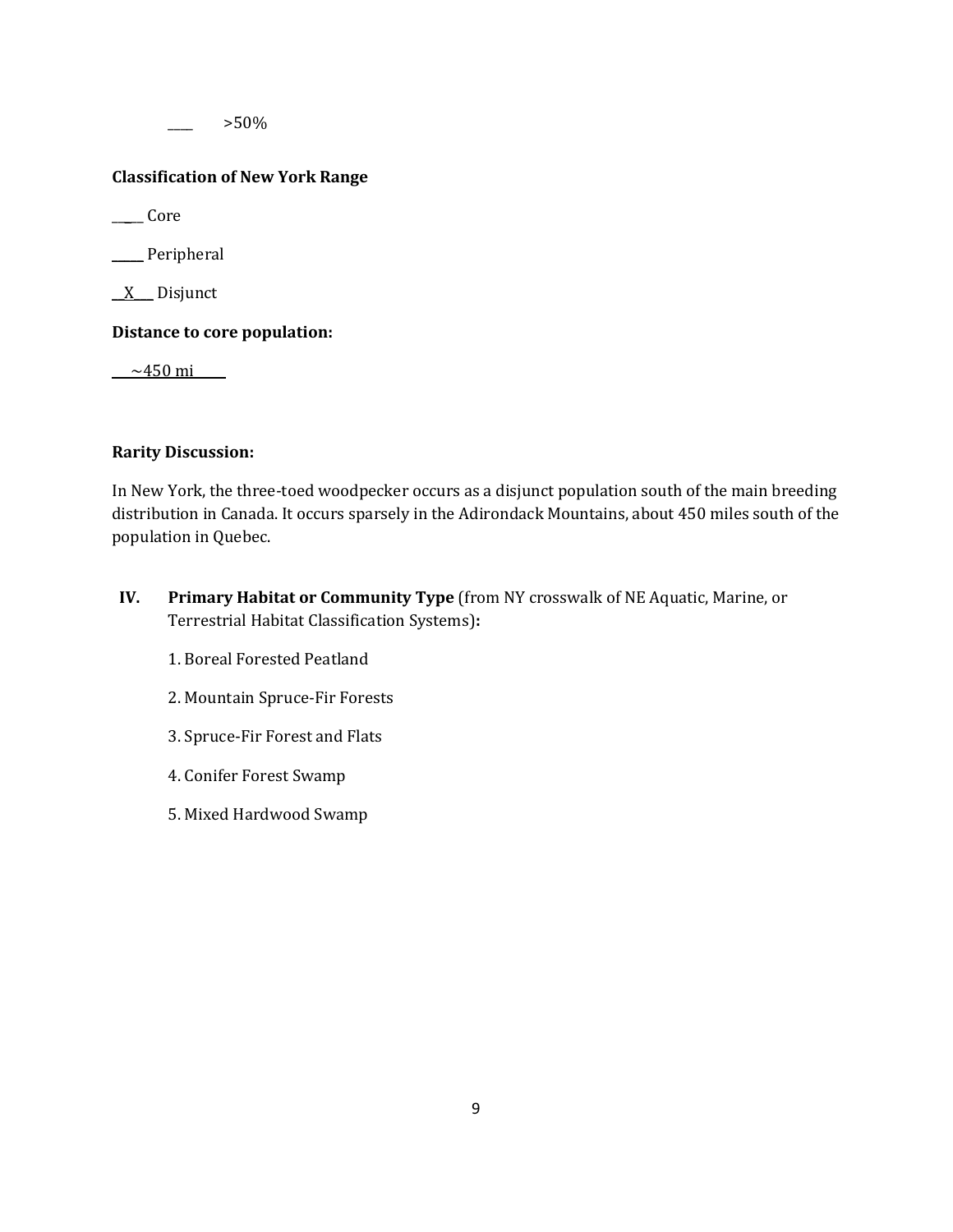____ >50%

**Classification of New York Range**

_____ Core

_____ Peripheral

__X___ Disjunct

**Distance to core population:**

___~450 mi_____

**Rarity Discussion:**

In New York, the three-toed woodpecker occurs as a disjunct population south of the main breeding distribution in Canada. It occurs sparsely in the Adirondack Mountains, about 450 miles south of the population in Quebec.

**IV. Primary Habitat or Community Type** (from NY crosswalk of NE Aquatic, Marine, or Terrestrial Habitat Classification Systems)**:**

1. Boreal Forested Peatland
2. Mountain Spruce-Fir Forests
3. Spruce-Fir Forest and Flats
4. Conifer Forest Swamp
5. Mixed Hardwood Swamp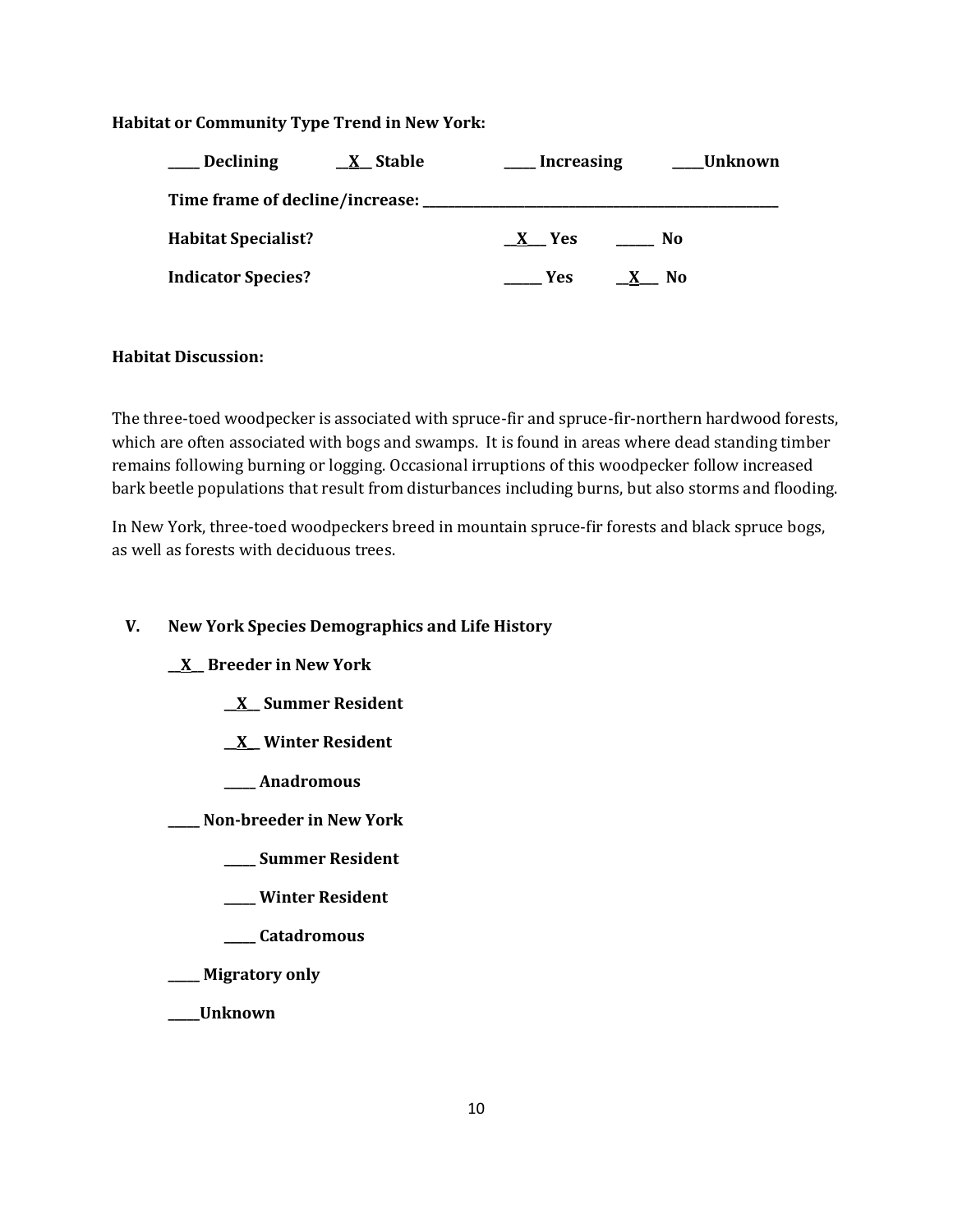**Habitat or Community Type Trend in New York:**

**\_\_\_\_ Declining** **\_\_X\_\_ Stable** **\_\_\_\_ Increasing** **\_\_\_\_Unknown**

**Time frame of decline/increase: \_\_\_\_\_\_\_\_\_\_\_\_\_\_\_\_\_\_\_\_\_\_\_\_\_\_\_\_\_\_\_\_\_\_\_\_\_\_\_\_\_\_\_\_\_\_\_\_\_\_**

**Habitat Specialist?** **\_\_X\_\_\_ Yes** **\_\_\_\_\_ No**

**Indicator Species?** **\_\_\_\_\_ Yes** **\_\_X\_\_\_ No**

**Habitat Discussion:**

The three-toed woodpecker is associated with spruce-fir and spruce-fir-northern hardwood forests, which are often associated with bogs and swamps. It is found in areas where dead standing timber remains following burning or logging. Occasional irruptions of this woodpecker follow increased bark beetle populations that result from disturbances including burns, but also storms and flooding.

In New York, three-toed woodpeckers breed in mountain spruce-fir forests and black spruce bogs, as well as forests with deciduous trees.

## V. New York Species Demographics and Life History

**\_\_X\_\_ Breeder in New York**

- **\_\_X\_\_ Summer Resident**
- **\_\_X\_\_ Winter Resident**
- **\_\_\_\_ Anadromous**

**\_\_\_\_ Non-breeder in New York**

- **\_\_\_\_ Summer Resident**
- **\_\_\_\_ Winter Resident**
- **\_\_\_\_ Catadromous**

**\_\_\_\_ Migratory only**

**\_\_\_\_Unknown**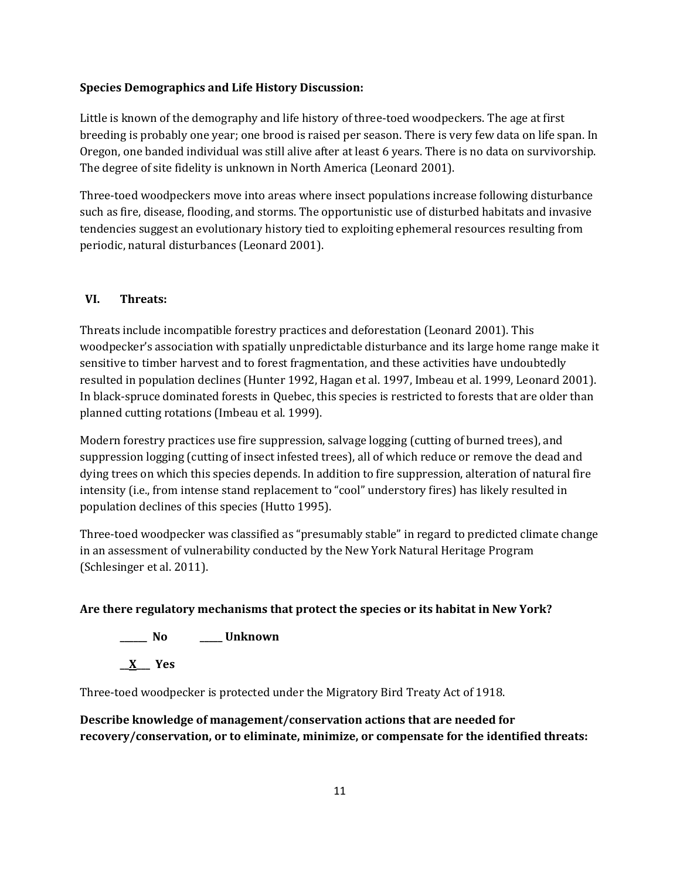**Species Demographics and Life History Discussion:**

Little is known of the demography and life history of three-toed woodpeckers. The age at first breeding is probably one year; one brood is raised per season. There is very few data on life span. In Oregon, one banded individual was still alive after at least 6 years. There is no data on survivorship. The degree of site fidelity is unknown in North America (Leonard 2001).

Three-toed woodpeckers move into areas where insect populations increase following disturbance such as fire, disease, flooding, and storms. The opportunistic use of disturbed habitats and invasive tendencies suggest an evolutionary history tied to exploiting ephemeral resources resulting from periodic, natural disturbances (Leonard 2001).

## VI. Threats:

Threats include incompatible forestry practices and deforestation (Leonard 2001). This woodpecker's association with spatially unpredictable disturbance and its large home range make it sensitive to timber harvest and to forest fragmentation, and these activities have undoubtedly resulted in population declines (Hunter 1992, Hagan et al. 1997, Imbeau et al. 1999, Leonard 2001). In black-spruce dominated forests in Quebec, this species is restricted to forests that are older than planned cutting rotations (Imbeau et al. 1999).

Modern forestry practices use fire suppression, salvage logging (cutting of burned trees), and suppression logging (cutting of insect infested trees), all of which reduce or remove the dead and dying trees on which this species depends. In addition to fire suppression, alteration of natural fire intensity (i.e., from intense stand replacement to "cool" understory fires) has likely resulted in population declines of this species (Hutto 1995).

Three-toed woodpecker was classified as "presumably stable" in regard to predicted climate change in an assessment of vulnerability conducted by the New York Natural Heritage Program (Schlesinger et al. 2011).

**Are there regulatory mechanisms that protect the species or its habitat in New York?**

______ **No** _____ **Unknown**

__X___ **Yes**

Three-toed woodpecker is protected under the Migratory Bird Treaty Act of 1918.

**Describe knowledge of management/conservation actions that are needed for recovery/conservation, or to eliminate, minimize, or compensate for the identified threats:**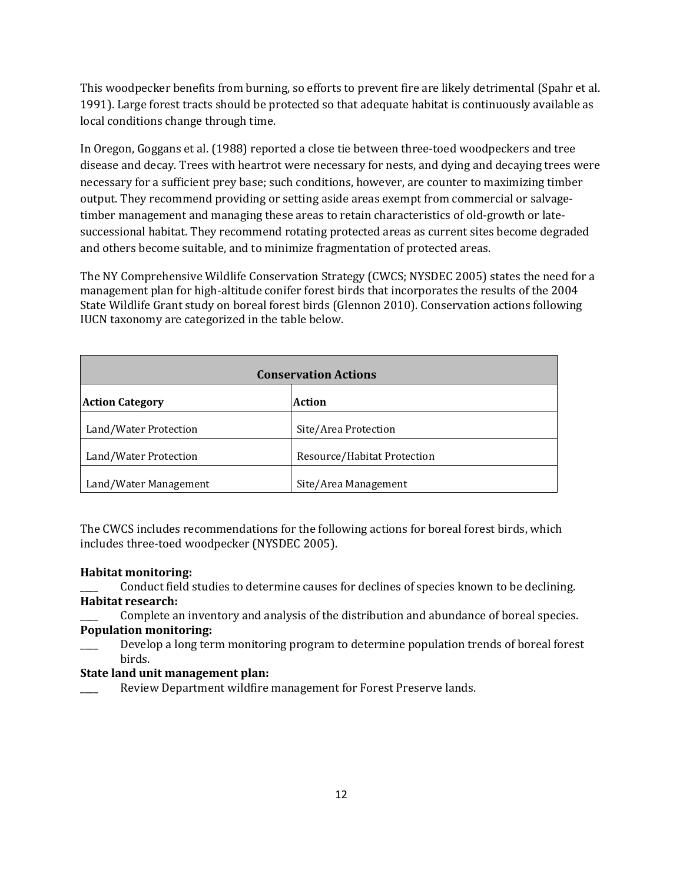This woodpecker benefits from burning, so efforts to prevent fire are likely detrimental (Spahr et al. 1991). Large forest tracts should be protected so that adequate habitat is continuously available as local conditions change through time.

In Oregon, Goggans et al. (1988) reported a close tie between three-toed woodpeckers and tree disease and decay. Trees with heartrot were necessary for nests, and dying and decaying trees were necessary for a sufficient prey base; such conditions, however, are counter to maximizing timber output. They recommend providing or setting aside areas exempt from commercial or salvage-timber management and managing these areas to retain characteristics of old-growth or late-successional habitat. They recommend rotating protected areas as current sites become degraded and others become suitable, and to minimize fragmentation of protected areas.

The NY Comprehensive Wildlife Conservation Strategy (CWCS; NYSDEC 2005) states the need for a management plan for high-altitude conifer forest birds that incorporates the results of the 2004 State Wildlife Grant study on boreal forest birds (Glennon 2010). Conservation actions following IUCN taxonomy are categorized in the table below.

| Conservation Actions | |
|---|---|
| **Action Category** | **Action** |
| Land/Water Protection | Site/Area Protection |
| Land/Water Protection | Resource/Habitat Protection |
| Land/Water Management | Site/Area Management |

The CWCS includes recommendations for the following actions for boreal forest birds, which includes three-toed woodpecker (NYSDEC 2005).

**Habitat monitoring:**

____ Conduct field studies to determine causes for declines of species known to be declining.

**Habitat research:**

____ Complete an inventory and analysis of the distribution and abundance of boreal species.

**Population monitoring:**

____ Develop a long term monitoring program to determine population trends of boreal forest birds.

**State land unit management plan:**

____ Review Department wildfire management for Forest Preserve lands.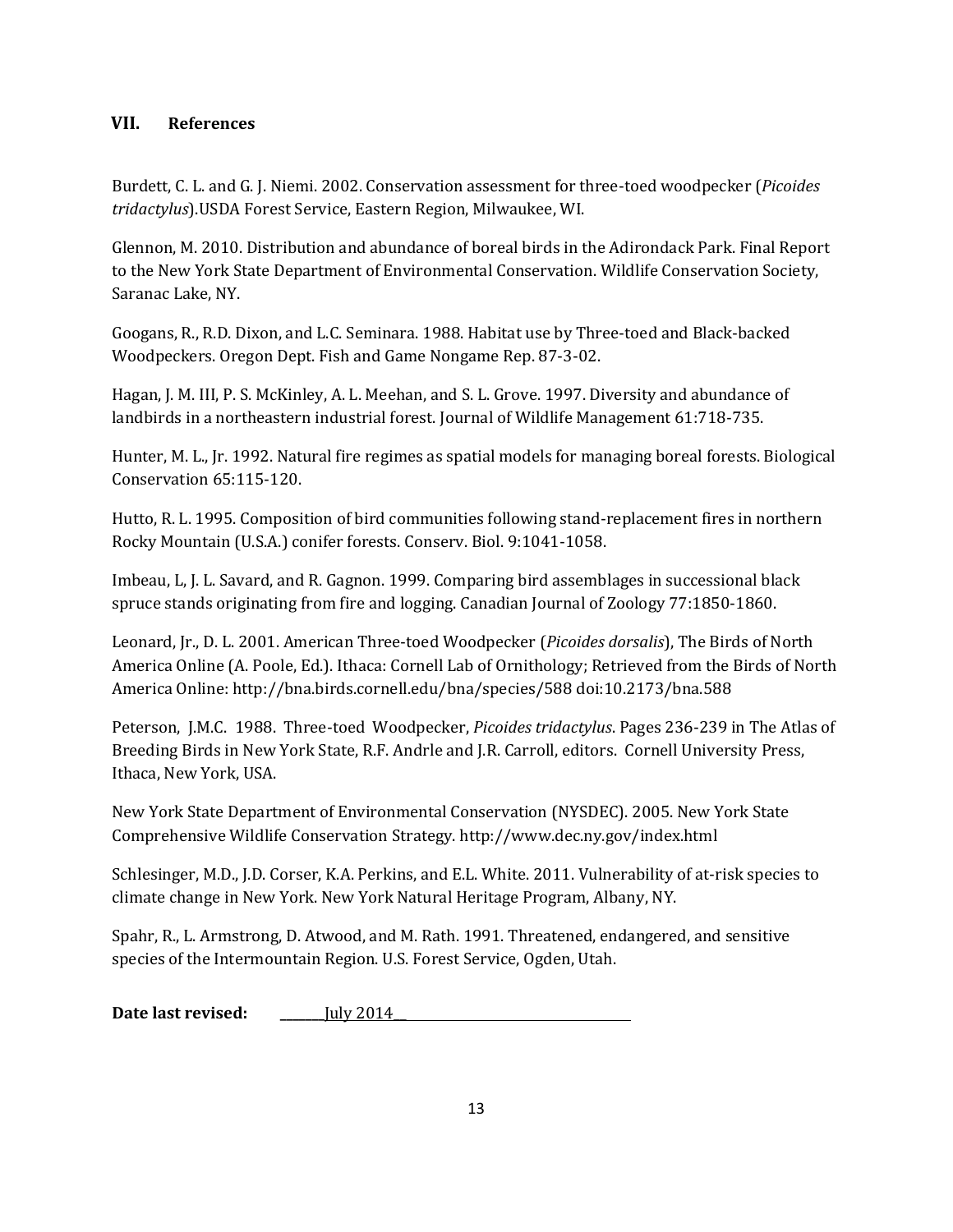## VII. References

Burdett, C. L. and G. J. Niemi. 2002. Conservation assessment for three-toed woodpecker (*Picoides tridactylus*).USDA Forest Service, Eastern Region, Milwaukee, WI.

Glennon, M. 2010. Distribution and abundance of boreal birds in the Adirondack Park. Final Report to the New York State Department of Environmental Conservation. Wildlife Conservation Society, Saranac Lake, NY.

Googans, R., R.D. Dixon, and L.C. Seminara. 1988. Habitat use by Three-toed and Black-backed Woodpeckers. Oregon Dept. Fish and Game Nongame Rep. 87-3-02.

Hagan, J. M. III, P. S. McKinley, A. L. Meehan, and S. L. Grove. 1997. Diversity and abundance of landbirds in a northeastern industrial forest. Journal of Wildlife Management 61:718-735.

Hunter, M. L., Jr. 1992. Natural fire regimes as spatial models for managing boreal forests. Biological Conservation 65:115-120.

Hutto, R. L. 1995. Composition of bird communities following stand-replacement fires in northern Rocky Mountain (U.S.A.) conifer forests. Conserv. Biol. 9:1041-1058.

Imbeau, L, J. L. Savard, and R. Gagnon. 1999. Comparing bird assemblages in successional black spruce stands originating from fire and logging. Canadian Journal of Zoology 77:1850-1860.

Leonard, Jr., D. L. 2001. American Three-toed Woodpecker (*Picoides dorsalis*), The Birds of North America Online (A. Poole, Ed.). Ithaca: Cornell Lab of Ornithology; Retrieved from the Birds of North America Online: http://bna.birds.cornell.edu/bna/species/588 doi:10.2173/bna.588

Peterson, J.M.C. 1988. Three-toed Woodpecker, *Picoides tridactylus*. Pages 236-239 in The Atlas of Breeding Birds in New York State, R.F. Andrle and J.R. Carroll, editors. Cornell University Press, Ithaca, New York, USA.

New York State Department of Environmental Conservation (NYSDEC). 2005. New York State Comprehensive Wildlife Conservation Strategy. http://www.dec.ny.gov/index.html

Schlesinger, M.D., J.D. Corser, K.A. Perkins, and E.L. White. 2011. Vulnerability of at-risk species to climate change in New York. New York Natural Heritage Program, Albany, NY.

Spahr, R., L. Armstrong, D. Atwood, and M. Rath. 1991. Threatened, endangered, and sensitive species of the Intermountain Region. U.S. Forest Service, Ogden, Utah.

**Date last revised:** July 2014